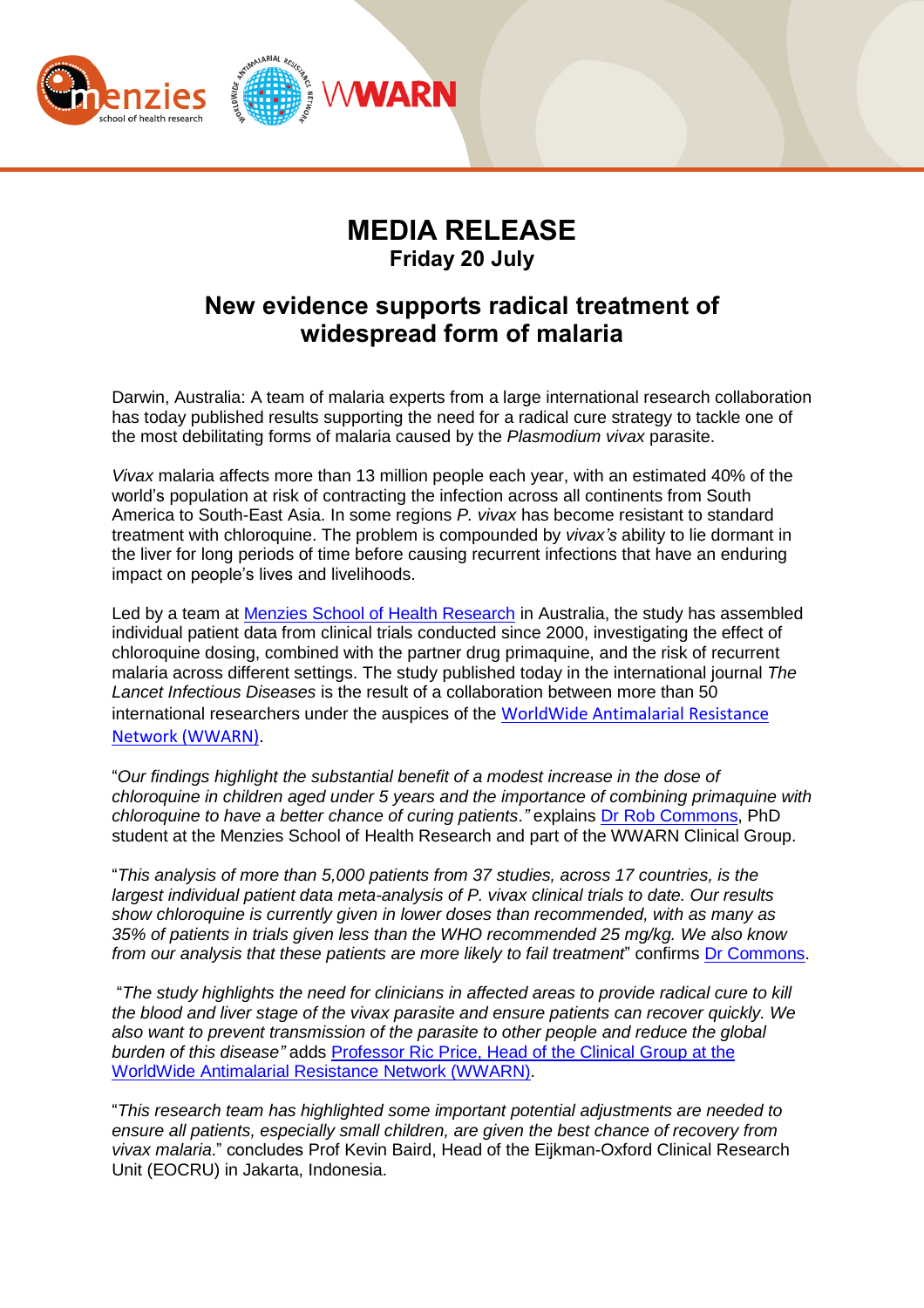# MEDIA RELEASE

**Friday 20 July**

## New evidence supports radical treatment of widespread form of malaria

Darwin, Australia: A team of malaria experts from a large international research collaboration has today published results supporting the need for a radical cure strategy to tackle one of the most debilitating forms of malaria caused by the *Plasmodium vivax* parasite.

*Vivax* malaria affects more than 13 million people each year, with an estimated 40% of the world's population at risk of contracting the infection across all continents from South America to South-East Asia. In some regions *P. vivax* has become resistant to standard treatment with chloroquine. The problem is compounded by *vivax's* ability to lie dormant in the liver for long periods of time before causing recurrent infections that have an enduring impact on people's lives and livelihoods.

Led by a team at Menzies School of Health Research in Australia, the study has assembled individual patient data from clinical trials conducted since 2000, investigating the effect of chloroquine dosing, combined with the partner drug primaquine, and the risk of recurrent malaria across different settings. The study published today in the international journal *The Lancet Infectious Diseases* is the result of a collaboration between more than 50 international researchers under the auspices of the WorldWide Antimalarial Resistance Network (WWARN).

"*Our findings highlight the substantial benefit of a modest increase in the dose of chloroquine in children aged under 5 years and the importance of combining primaquine with chloroquine to have a better chance of curing patients*." explains Dr Rob Commons, PhD student at the Menzies School of Health Research and part of the WWARN Clinical Group.

"*This analysis of more than 5,000 patients from 37 studies, across 17 countries, is the largest individual patient data meta-analysis of P. vivax clinical trials to date. Our results show chloroquine is currently given in lower doses than recommended, with as many as 35% of patients in trials given less than the WHO recommended 25 mg/kg. We also know from our analysis that these patients are more likely to fail treatment*" confirms Dr Commons.

"*The study highlights the need for clinicians in affected areas to provide radical cure to kill the blood and liver stage of the vivax parasite and ensure patients can recover quickly. We also want to prevent transmission of the parasite to other people and reduce the global burden of this disease*" adds Professor Ric Price, Head of the Clinical Group at the WorldWide Antimalarial Resistance Network (WWARN).

"*This research team has highlighted some important potential adjustments are needed to ensure all patients, especially small children, are given the best chance of recovery from vivax malaria*." concludes Prof Kevin Baird, Head of the Eijkman-Oxford Clinical Research Unit (EOCRU) in Jakarta, Indonesia.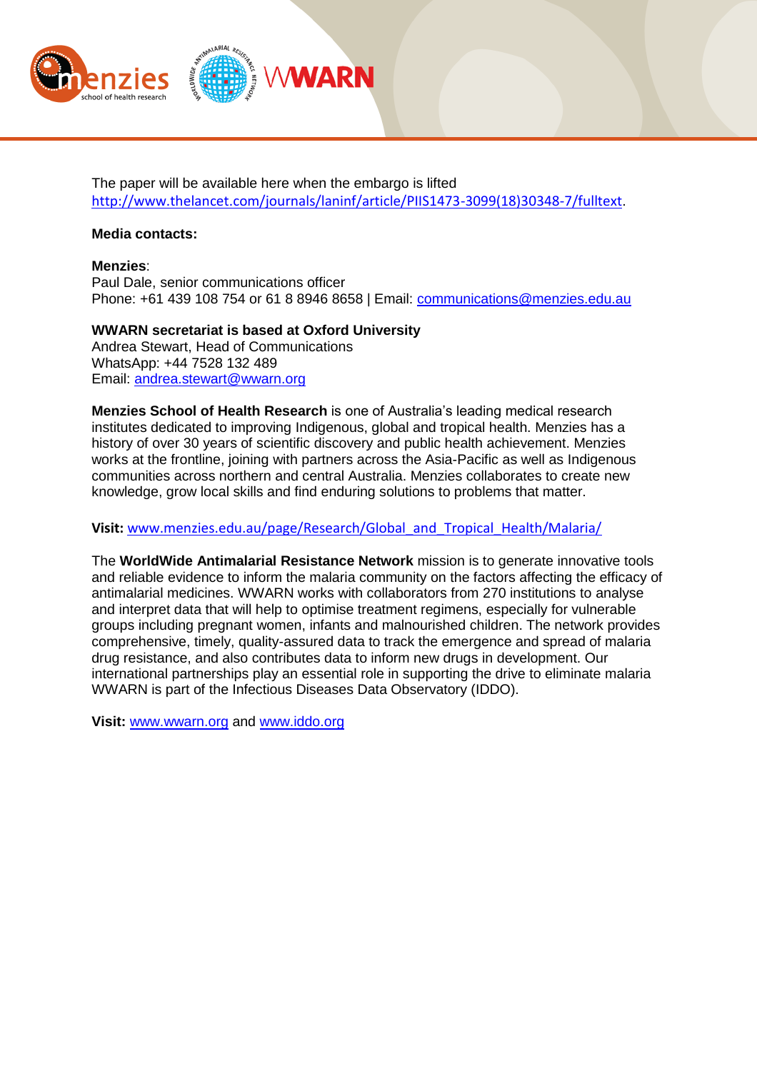The paper will be available here when the embargo is lifted http://www.thelancet.com/journals/laninf/article/PIIS1473-3099(18)30348-7/fulltext.

**Media contacts:**

**Menzies**:
Paul Dale, senior communications officer
Phone: +61 439 108 754 or 61 8 8946 8658 | Email: communications@menzies.edu.au

**WWARN secretariat is based at Oxford University**
Andrea Stewart, Head of Communications
WhatsApp: +44 7528 132 489
Email: andrea.stewart@wwarn.org

**Menzies School of Health Research** is one of Australia's leading medical research institutes dedicated to improving Indigenous, global and tropical health. Menzies has a history of over 30 years of scientific discovery and public health achievement. Menzies works at the frontline, joining with partners across the Asia-Pacific as well as Indigenous communities across northern and central Australia. Menzies collaborates to create new knowledge, grow local skills and find enduring solutions to problems that matter.

**Visit:** www.menzies.edu.au/page/Research/Global_and_Tropical_Health/Malaria/

The **WorldWide Antimalarial Resistance Network** mission is to generate innovative tools and reliable evidence to inform the malaria community on the factors affecting the efficacy of antimalarial medicines. WWARN works with collaborators from 270 institutions to analyse and interpret data that will help to optimise treatment regimens, especially for vulnerable groups including pregnant women, infants and malnourished children. The network provides comprehensive, timely, quality-assured data to track the emergence and spread of malaria drug resistance, and also contributes data to inform new drugs in development. Our international partnerships play an essential role in supporting the drive to eliminate malaria WWARN is part of the Infectious Diseases Data Observatory (IDDO).

**Visit:** www.wwarn.org and www.iddo.org